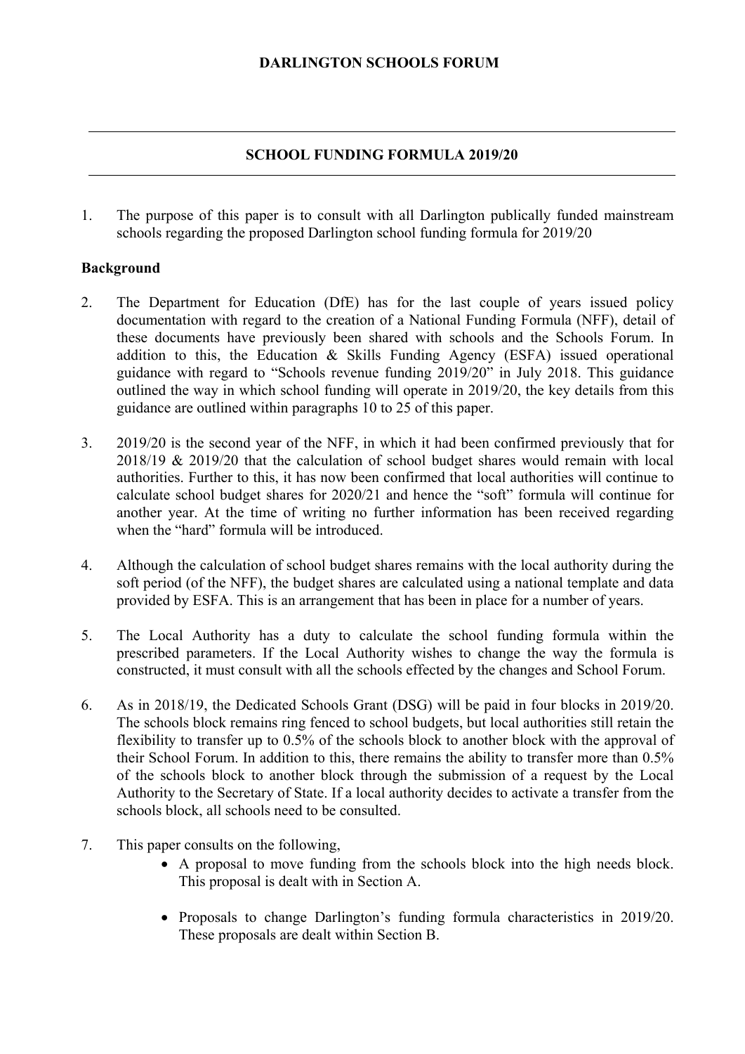**DARLINGTON SCHOOLS FORUM**

---

**SCHOOL FUNDING FORMULA 2019/20**

---

1. The purpose of this paper is to consult with all Darlington publically funded mainstream schools regarding the proposed Darlington school funding formula for 2019/20

**Background**

2. The Department for Education (DfE) has for the last couple of years issued policy documentation with regard to the creation of a National Funding Formula (NFF), detail of these documents have previously been shared with schools and the Schools Forum. In addition to this, the Education & Skills Funding Agency (ESFA) issued operational guidance with regard to "Schools revenue funding 2019/20" in July 2018. This guidance outlined the way in which school funding will operate in 2019/20, the key details from this guidance are outlined within paragraphs 10 to 25 of this paper.

3. 2019/20 is the second year of the NFF, in which it had been confirmed previously that for 2018/19 & 2019/20 that the calculation of school budget shares would remain with local authorities. Further to this, it has now been confirmed that local authorities will continue to calculate school budget shares for 2020/21 and hence the "soft" formula will continue for another year. At the time of writing no further information has been received regarding when the "hard" formula will be introduced.

4. Although the calculation of school budget shares remains with the local authority during the soft period (of the NFF), the budget shares are calculated using a national template and data provided by ESFA. This is an arrangement that has been in place for a number of years.

5. The Local Authority has a duty to calculate the school funding formula within the prescribed parameters. If the Local Authority wishes to change the way the formula is constructed, it must consult with all the schools effected by the changes and School Forum.

6. As in 2018/19, the Dedicated Schools Grant (DSG) will be paid in four blocks in 2019/20. The schools block remains ring fenced to school budgets, but local authorities still retain the flexibility to transfer up to 0.5% of the schools block to another block with the approval of their School Forum. In addition to this, there remains the ability to transfer more than 0.5% of the schools block to another block through the submission of a request by the Local Authority to the Secretary of State. If a local authority decides to activate a transfer from the schools block, all schools need to be consulted.

7. This paper consults on the following,
    - A proposal to move funding from the schools block into the high needs block. This proposal is dealt with in Section A.
    - Proposals to change Darlington's funding formula characteristics in 2019/20. These proposals are dealt within Section B.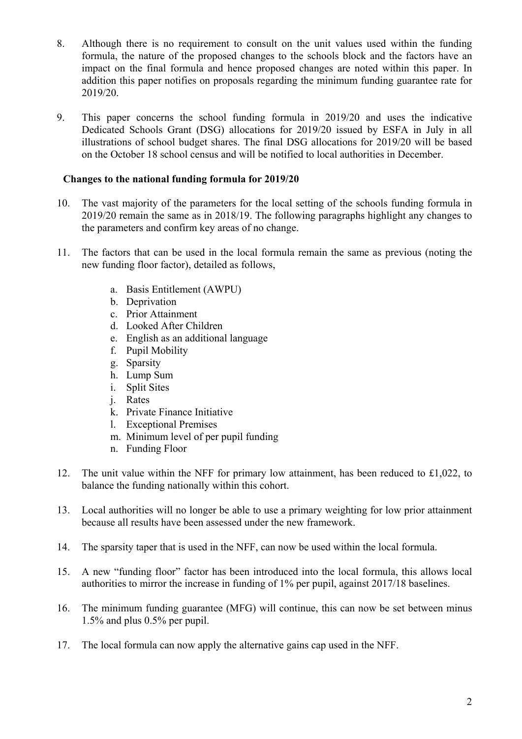8. Although there is no requirement to consult on the unit values used within the funding formula, the nature of the proposed changes to the schools block and the factors have an impact on the final formula and hence proposed changes are noted within this paper. In addition this paper notifies on proposals regarding the minimum funding guarantee rate for 2019/20.

9. This paper concerns the school funding formula in 2019/20 and uses the indicative Dedicated Schools Grant (DSG) allocations for 2019/20 issued by ESFA in July in all illustrations of school budget shares. The final DSG allocations for 2019/20 will be based on the October 18 school census and will be notified to local authorities in December.

**Changes to the national funding formula for 2019/20**

10. The vast majority of the parameters for the local setting of the schools funding formula in 2019/20 remain the same as in 2018/19. The following paragraphs highlight any changes to the parameters and confirm key areas of no change.

11. The factors that can be used in the local formula remain the same as previous (noting the new funding floor factor), detailed as follows,

    a. Basis Entitlement (AWPU)
    b. Deprivation
    c. Prior Attainment
    d. Looked After Children
    e. English as an additional language
    f. Pupil Mobility
    g. Sparsity
    h. Lump Sum
    i. Split Sites
    j. Rates
    k. Private Finance Initiative
    l. Exceptional Premises
    m. Minimum level of per pupil funding
    n. Funding Floor

12. The unit value within the NFF for primary low attainment, has been reduced to £1,022, to balance the funding nationally within this cohort.

13. Local authorities will no longer be able to use a primary weighting for low prior attainment because all results have been assessed under the new framework.

14. The sparsity taper that is used in the NFF, can now be used within the local formula.

15. A new "funding floor" factor has been introduced into the local formula, this allows local authorities to mirror the increase in funding of 1% per pupil, against 2017/18 baselines.

16. The minimum funding guarantee (MFG) will continue, this can now be set between minus 1.5% and plus 0.5% per pupil.

17. The local formula can now apply the alternative gains cap used in the NFF.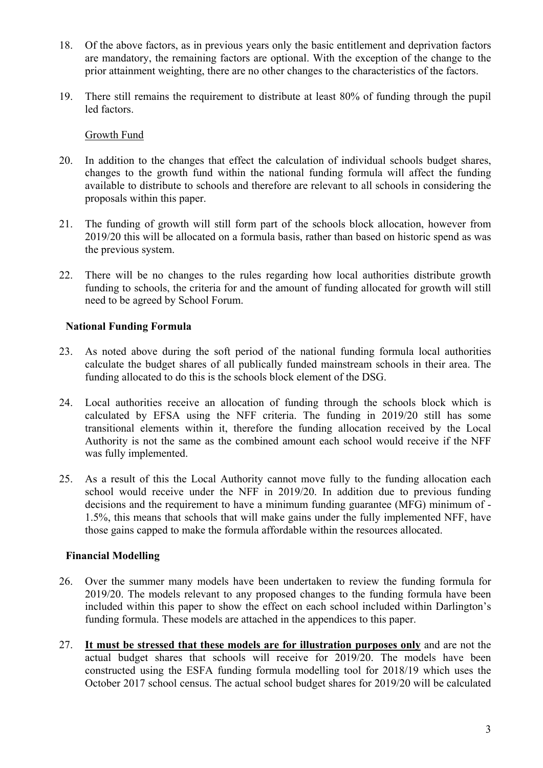18. Of the above factors, as in previous years only the basic entitlement and deprivation factors are mandatory, the remaining factors are optional. With the exception of the change to the prior attainment weighting, there are no other changes to the characteristics of the factors.

19. There still remains the requirement to distribute at least 80% of funding through the pupil led factors.

<u>Growth Fund</u>

20. In addition to the changes that effect the calculation of individual schools budget shares, changes to the growth fund within the national funding formula will affect the funding available to distribute to schools and therefore are relevant to all schools in considering the proposals within this paper.

21. The funding of growth will still form part of the schools block allocation, however from 2019/20 this will be allocated on a formula basis, rather than based on historic spend as was the previous system.

22. There will be no changes to the rules regarding how local authorities distribute growth funding to schools, the criteria for and the amount of funding allocated for growth will still need to be agreed by School Forum.

**National Funding Formula**

23. As noted above during the soft period of the national funding formula local authorities calculate the budget shares of all publically funded mainstream schools in their area. The funding allocated to do this is the schools block element of the DSG.

24. Local authorities receive an allocation of funding through the schools block which is calculated by EFSA using the NFF criteria. The funding in 2019/20 still has some transitional elements within it, therefore the funding allocation received by the Local Authority is not the same as the combined amount each school would receive if the NFF was fully implemented.

25. As a result of this the Local Authority cannot move fully to the funding allocation each school would receive under the NFF in 2019/20. In addition due to previous funding decisions and the requirement to have a minimum funding guarantee (MFG) minimum of -1.5%, this means that schools that will make gains under the fully implemented NFF, have those gains capped to make the formula affordable within the resources allocated.

**Financial Modelling**

26. Over the summer many models have been undertaken to review the funding formula for 2019/20. The models relevant to any proposed changes to the funding formula have been included within this paper to show the effect on each school included within Darlington's funding formula. These models are attached in the appendices to this paper.

27. **<u>It must be stressed that these models are for illustration purposes only</u>** and are not the actual budget shares that schools will receive for 2019/20. The models have been constructed using the ESFA funding formula modelling tool for 2018/19 which uses the October 2017 school census. The actual school budget shares for 2019/20 will be calculated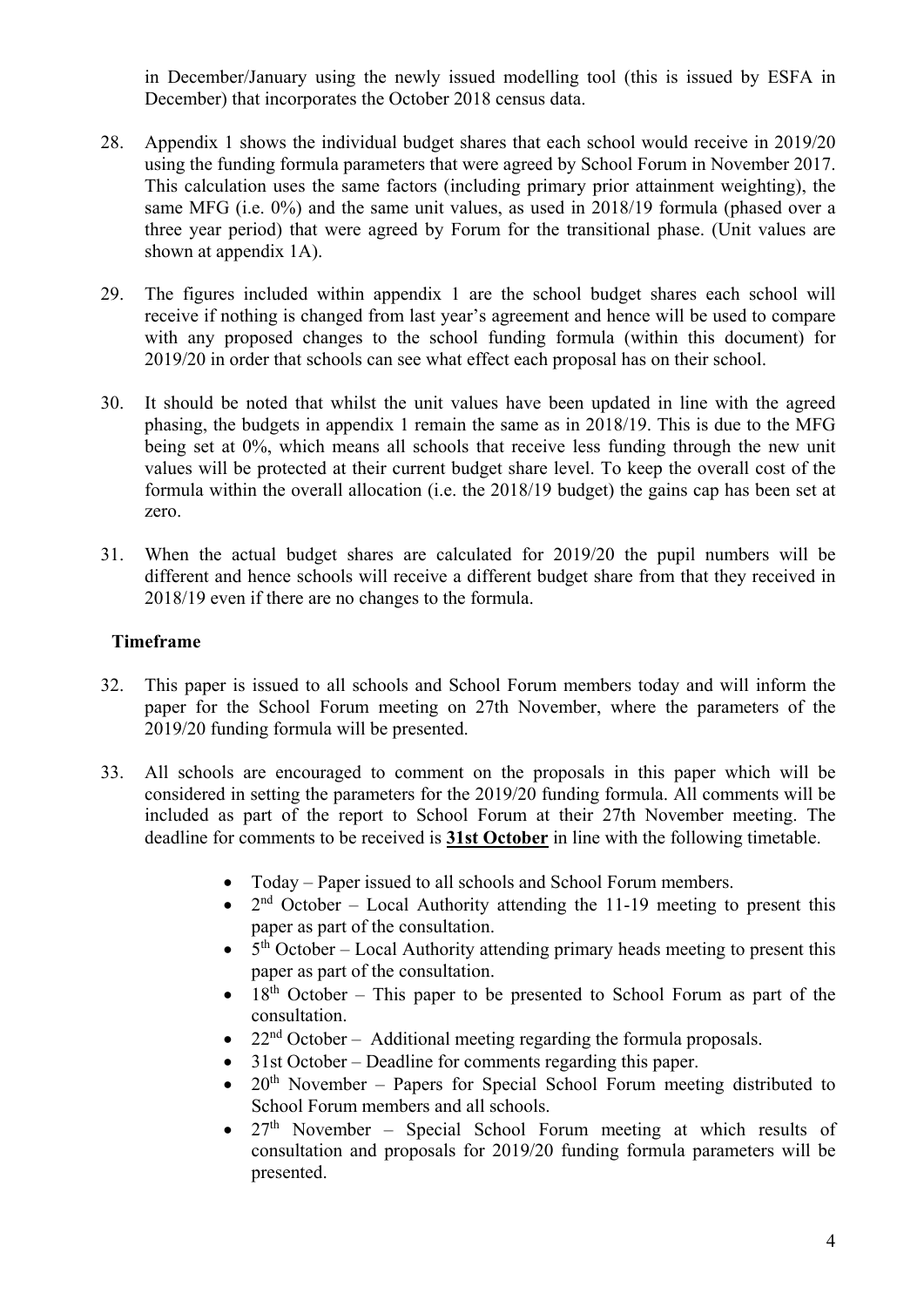in December/January using the newly issued modelling tool (this is issued by ESFA in December) that incorporates the October 2018 census data.

28. Appendix 1 shows the individual budget shares that each school would receive in 2019/20 using the funding formula parameters that were agreed by School Forum in November 2017. This calculation uses the same factors (including primary prior attainment weighting), the same MFG (i.e. 0%) and the same unit values, as used in 2018/19 formula (phased over a three year period) that were agreed by Forum for the transitional phase. (Unit values are shown at appendix 1A).

29. The figures included within appendix 1 are the school budget shares each school will receive if nothing is changed from last year's agreement and hence will be used to compare with any proposed changes to the school funding formula (within this document) for 2019/20 in order that schools can see what effect each proposal has on their school.

30. It should be noted that whilst the unit values have been updated in line with the agreed phasing, the budgets in appendix 1 remain the same as in 2018/19. This is due to the MFG being set at 0%, which means all schools that receive less funding through the new unit values will be protected at their current budget share level. To keep the overall cost of the formula within the overall allocation (i.e. the 2018/19 budget) the gains cap has been set at zero.

31. When the actual budget shares are calculated for 2019/20 the pupil numbers will be different and hence schools will receive a different budget share from that they received in 2018/19 even if there are no changes to the formula.

**Timeframe**

32. This paper is issued to all schools and School Forum members today and will inform the paper for the School Forum meeting on 27th November, where the parameters of the 2019/20 funding formula will be presented.

33. All schools are encouraged to comment on the proposals in this paper which will be considered in setting the parameters for the 2019/20 funding formula. All comments will be included as part of the report to School Forum at their 27th November meeting. The deadline for comments to be received is **31st October** in line with the following timetable.

    - Today – Paper issued to all schools and School Forum members.
    - 2nd October – Local Authority attending the 11-19 meeting to present this paper as part of the consultation.
    - 5th October – Local Authority attending primary heads meeting to present this paper as part of the consultation.
    - 18th October – This paper to be presented to School Forum as part of the consultation.
    - 22nd October – Additional meeting regarding the formula proposals.
    - 31st October – Deadline for comments regarding this paper.
    - 20th November – Papers for Special School Forum meeting distributed to School Forum members and all schools.
    - 27th November – Special School Forum meeting at which results of consultation and proposals for 2019/20 funding formula parameters will be presented.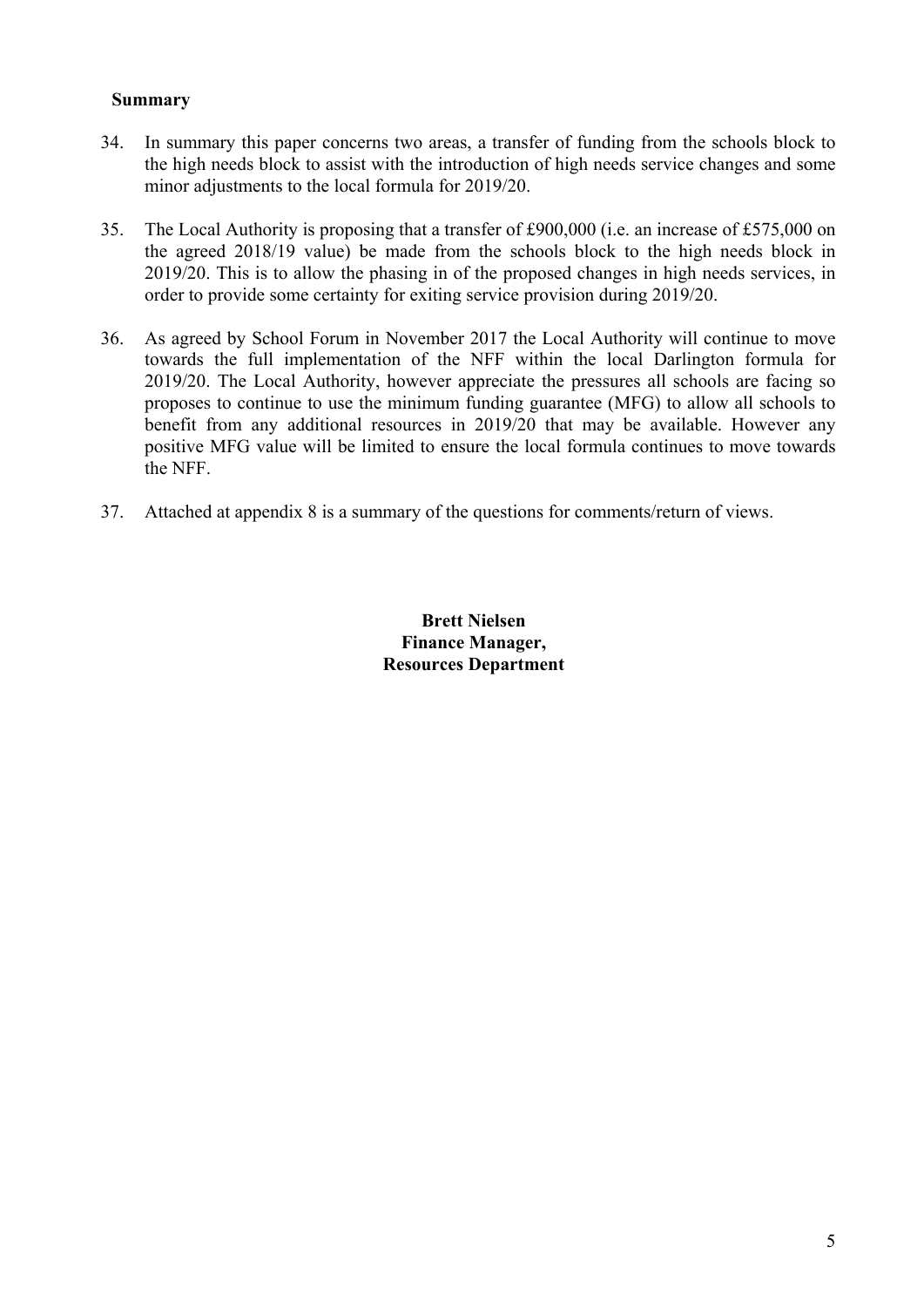**Summary**

34. In summary this paper concerns two areas, a transfer of funding from the schools block to the high needs block to assist with the introduction of high needs service changes and some minor adjustments to the local formula for 2019/20.

35. The Local Authority is proposing that a transfer of £900,000 (i.e. an increase of £575,000 on the agreed 2018/19 value) be made from the schools block to the high needs block in 2019/20. This is to allow the phasing in of the proposed changes in high needs services, in order to provide some certainty for exiting service provision during 2019/20.

36. As agreed by School Forum in November 2017 the Local Authority will continue to move towards the full implementation of the NFF within the local Darlington formula for 2019/20. The Local Authority, however appreciate the pressures all schools are facing so proposes to continue to use the minimum funding guarantee (MFG) to allow all schools to benefit from any additional resources in 2019/20 that may be available. However any positive MFG value will be limited to ensure the local formula continues to move towards the NFF.

37. Attached at appendix 8 is a summary of the questions for comments/return of views.

**Brett Nielsen**
**Finance Manager,**
**Resources Department**